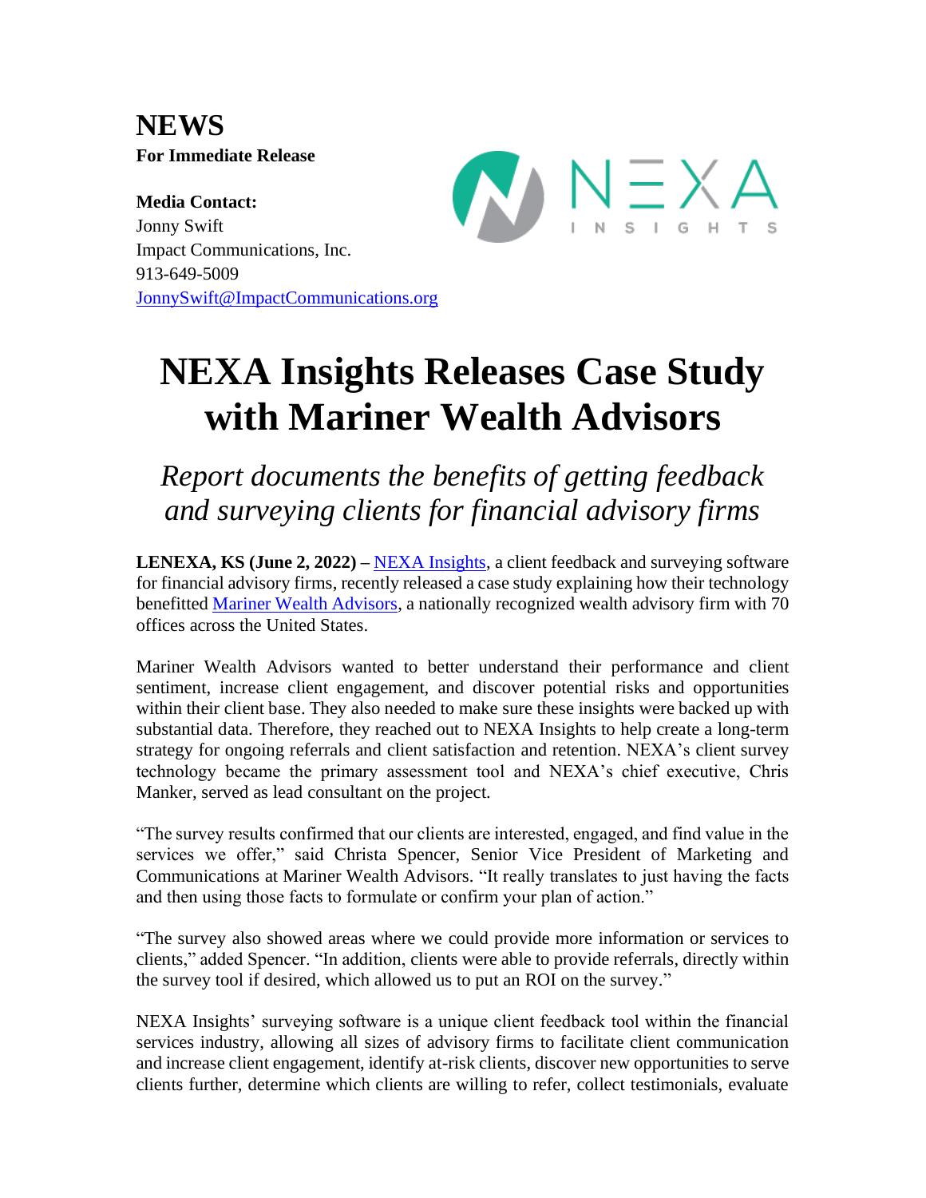**NEWS**
**For Immediate Release**

**Media Contact:**
Jonny Swift
Impact Communications, Inc.
913-649-5009
JonnySwift@ImpactCommunications.org

# NEXA Insights Releases Case Study with Mariner Wealth Advisors

*Report documents the benefits of getting feedback and surveying clients for financial advisory firms*

**LENEXA, KS (June 2, 2022) –** NEXA Insights, a client feedback and surveying software for financial advisory firms, recently released a case study explaining how their technology benefitted Mariner Wealth Advisors, a nationally recognized wealth advisory firm with 70 offices across the United States.

Mariner Wealth Advisors wanted to better understand their performance and client sentiment, increase client engagement, and discover potential risks and opportunities within their client base. They also needed to make sure these insights were backed up with substantial data. Therefore, they reached out to NEXA Insights to help create a long-term strategy for ongoing referrals and client satisfaction and retention. NEXA's client survey technology became the primary assessment tool and NEXA's chief executive, Chris Manker, served as lead consultant on the project.

"The survey results confirmed that our clients are interested, engaged, and find value in the services we offer," said Christa Spencer, Senior Vice President of Marketing and Communications at Mariner Wealth Advisors. "It really translates to just having the facts and then using those facts to formulate or confirm your plan of action."

"The survey also showed areas where we could provide more information or services to clients," added Spencer. "In addition, clients were able to provide referrals, directly within the survey tool if desired, which allowed us to put an ROI on the survey."

NEXA Insights' surveying software is a unique client feedback tool within the financial services industry, allowing all sizes of advisory firms to facilitate client communication and increase client engagement, identify at-risk clients, discover new opportunities to serve clients further, determine which clients are willing to refer, collect testimonials, evaluate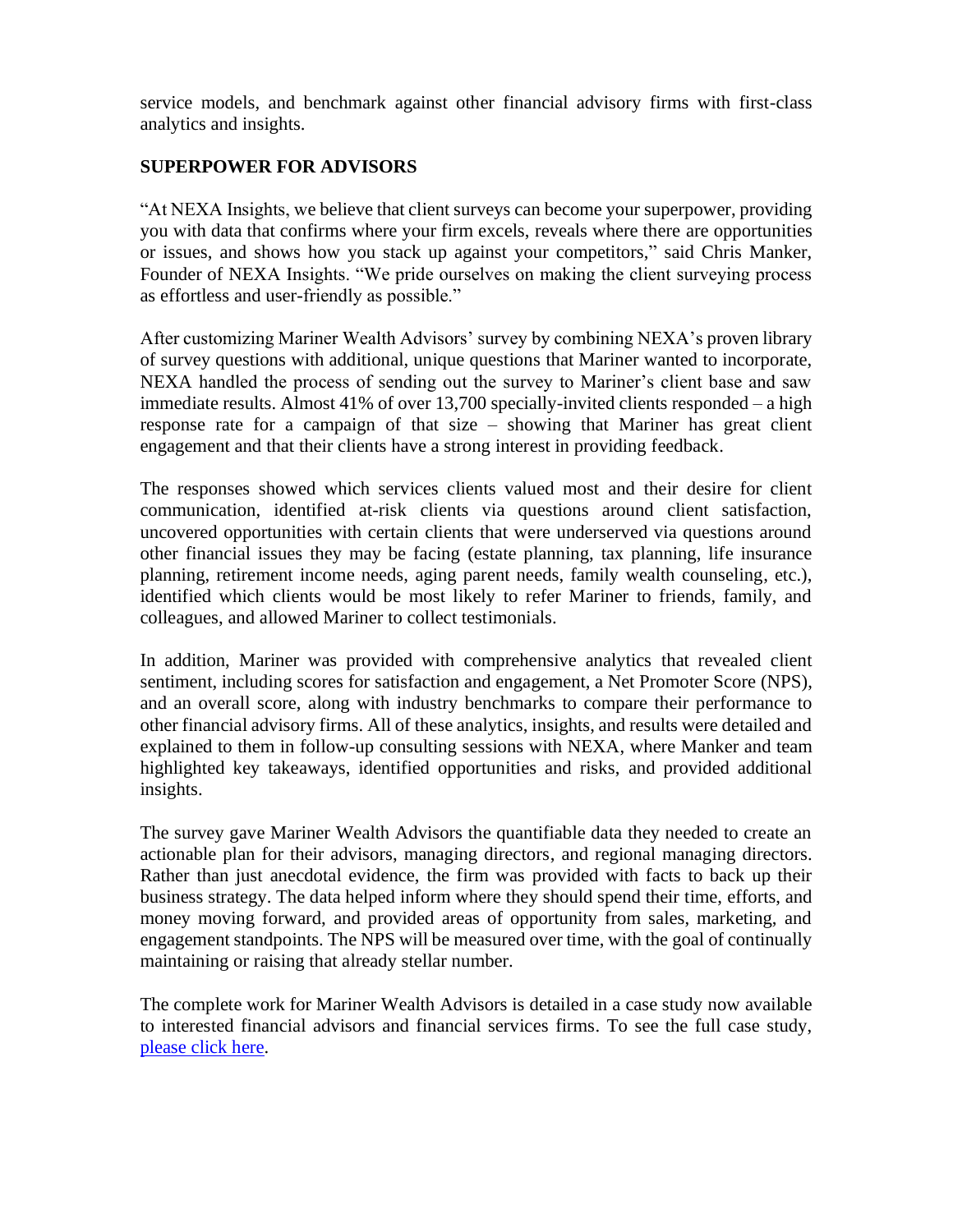service models, and benchmark against other financial advisory firms with first-class analytics and insights.

**SUPERPOWER FOR ADVISORS**

"At NEXA Insights, we believe that client surveys can become your superpower, providing you with data that confirms where your firm excels, reveals where there are opportunities or issues, and shows how you stack up against your competitors," said Chris Manker, Founder of NEXA Insights. "We pride ourselves on making the client surveying process as effortless and user-friendly as possible."

After customizing Mariner Wealth Advisors' survey by combining NEXA's proven library of survey questions with additional, unique questions that Mariner wanted to incorporate, NEXA handled the process of sending out the survey to Mariner's client base and saw immediate results. Almost 41% of over 13,700 specially-invited clients responded – a high response rate for a campaign of that size – showing that Mariner has great client engagement and that their clients have a strong interest in providing feedback.

The responses showed which services clients valued most and their desire for client communication, identified at-risk clients via questions around client satisfaction, uncovered opportunities with certain clients that were underserved via questions around other financial issues they may be facing (estate planning, tax planning, life insurance planning, retirement income needs, aging parent needs, family wealth counseling, etc.), identified which clients would be most likely to refer Mariner to friends, family, and colleagues, and allowed Mariner to collect testimonials.

In addition, Mariner was provided with comprehensive analytics that revealed client sentiment, including scores for satisfaction and engagement, a Net Promoter Score (NPS), and an overall score, along with industry benchmarks to compare their performance to other financial advisory firms. All of these analytics, insights, and results were detailed and explained to them in follow-up consulting sessions with NEXA, where Manker and team highlighted key takeaways, identified opportunities and risks, and provided additional insights.

The survey gave Mariner Wealth Advisors the quantifiable data they needed to create an actionable plan for their advisors, managing directors, and regional managing directors. Rather than just anecdotal evidence, the firm was provided with facts to back up their business strategy. The data helped inform where they should spend their time, efforts, and money moving forward, and provided areas of opportunity from sales, marketing, and engagement standpoints. The NPS will be measured over time, with the goal of continually maintaining or raising that already stellar number.

The complete work for Mariner Wealth Advisors is detailed in a case study now available to interested financial advisors and financial services firms. To see the full case study, please click here.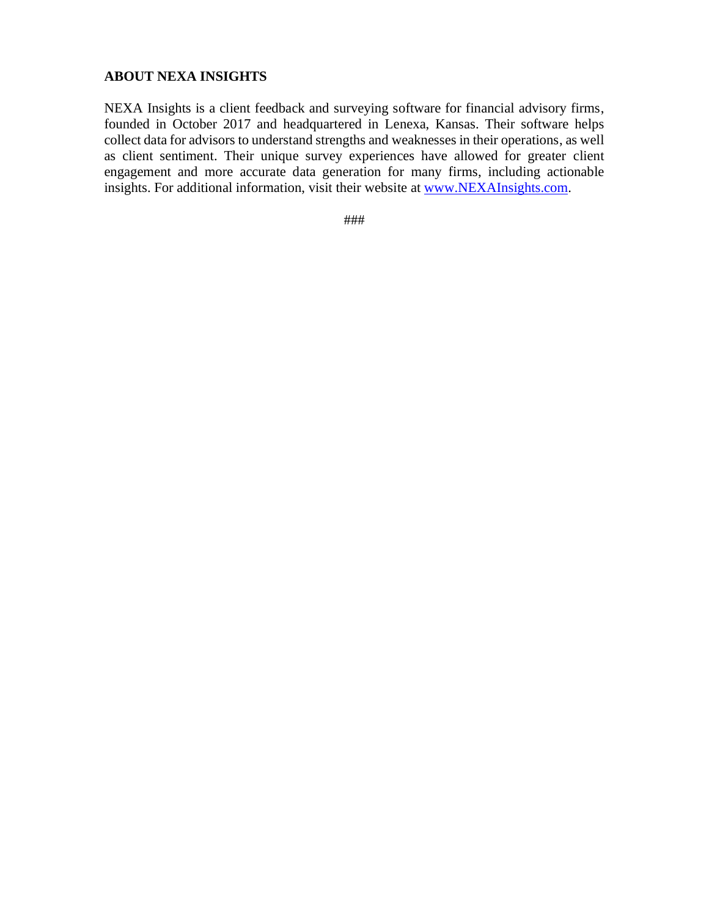**ABOUT NEXA INSIGHTS**

NEXA Insights is a client feedback and surveying software for financial advisory firms, founded in October 2017 and headquartered in Lenexa, Kansas. Their software helps collect data for advisors to understand strengths and weaknesses in their operations, as well as client sentiment. Their unique survey experiences have allowed for greater client engagement and more accurate data generation for many firms, including actionable insights. For additional information, visit their website at www.NEXAInsights.com.

###